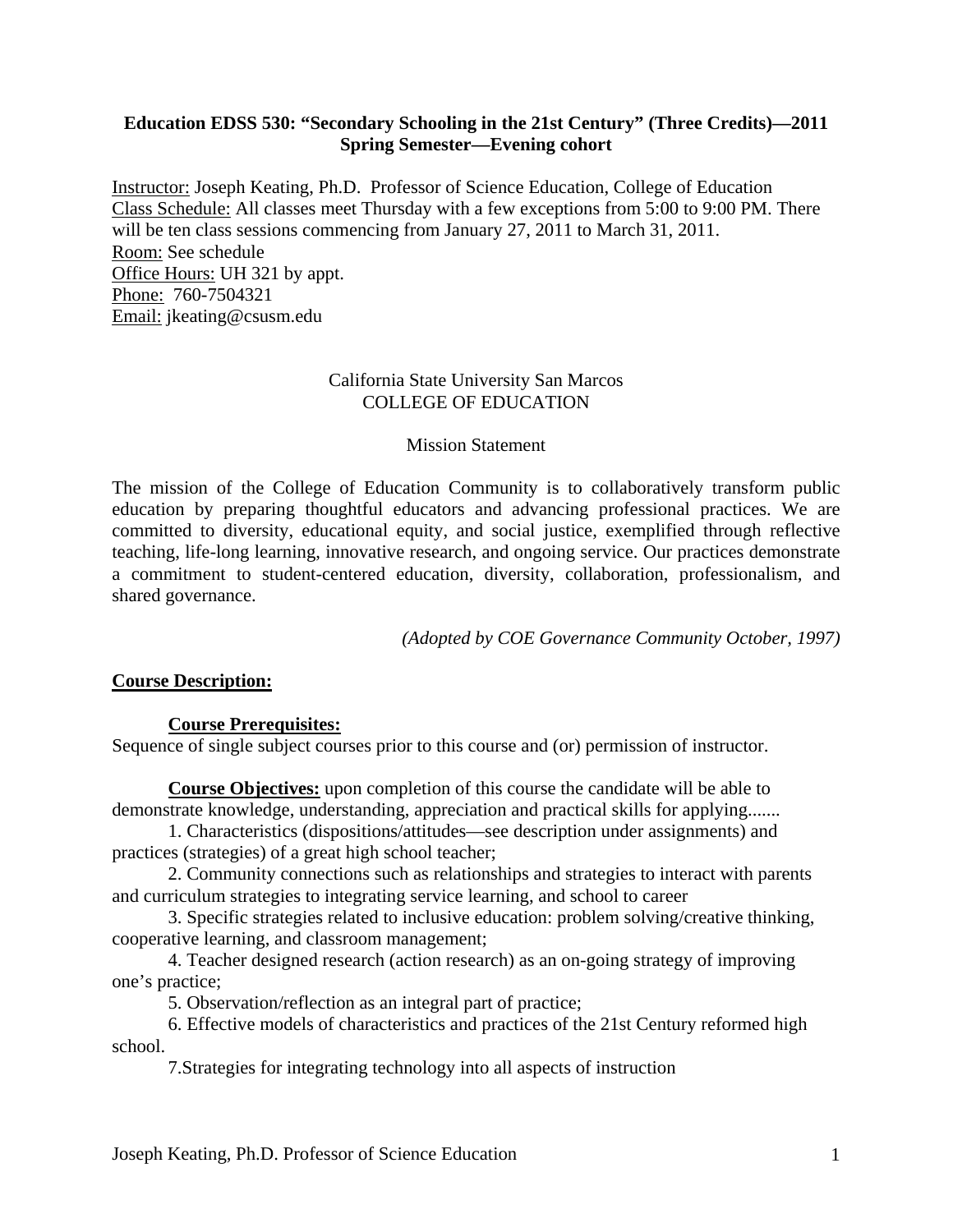**Education EDSS 530: "Secondary Schooling in the 21st Century" (Three Credits)—2011 Spring Semester—Evening cohort**

<u>Instructor:</u> Joseph Keating, Ph.D. Professor of Science Education, College of Education
<u>Class Schedule:</u> All classes meet Thursday with a few exceptions from 5:00 to 9:00 PM. There will be ten class sessions commencing from January 27, 2011 to March 31, 2011.
<u>Room:</u> See schedule
<u>Office Hours:</u> UH 321 by appt.
<u>Phone:</u> 760-7504321
<u>Email:</u> jkeating@csusm.edu

California State University San Marcos
COLLEGE OF EDUCATION

Mission Statement

The mission of the College of Education Community is to collaboratively transform public education by preparing thoughtful educators and advancing professional practices. We are committed to diversity, educational equity, and social justice, exemplified through reflective teaching, life-long learning, innovative research, and ongoing service. Our practices demonstrate a commitment to student-centered education, diversity, collaboration, professionalism, and shared governance.

*(Adopted by COE Governance Community October, 1997)*

## Course Description:

### Course Prerequisites:

Sequence of single subject courses prior to this course and (or) permission of instructor.

**Course Objectives:** upon completion of this course the candidate will be able to demonstrate knowledge, understanding, appreciation and practical skills for applying.......

1. Characteristics (dispositions/attitudes—see description under assignments) and practices (strategies) of a great high school teacher;
2. Community connections such as relationships and strategies to interact with parents and curriculum strategies to integrating service learning, and school to career
3. Specific strategies related to inclusive education: problem solving/creative thinking, cooperative learning, and classroom management;
4. Teacher designed research (action research) as an on-going strategy of improving one's practice;
5. Observation/reflection as an integral part of practice;
6. Effective models of characteristics and practices of the 21st Century reformed high school.
7. Strategies for integrating technology into all aspects of instruction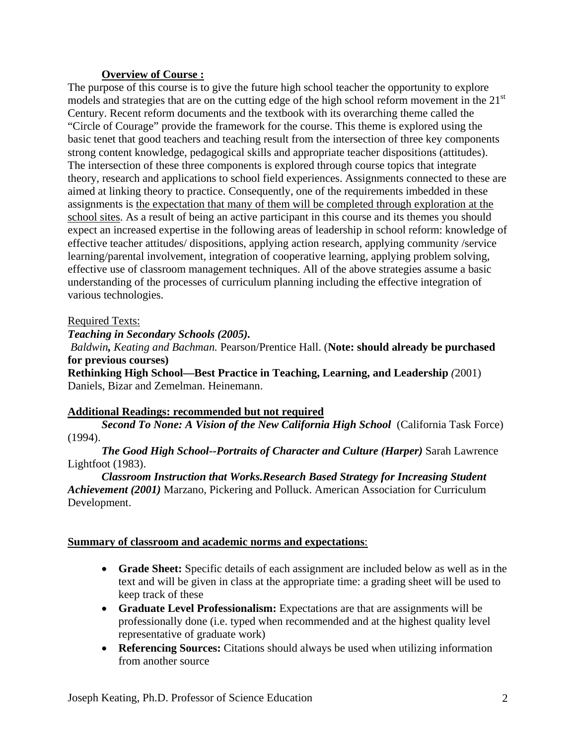**<u>Overview of Course :</u>**

The purpose of this course is to give the future high school teacher the opportunity to explore models and strategies that are on the cutting edge of the high school reform movement in the 21st Century. Recent reform documents and the textbook with its overarching theme called the "Circle of Courage" provide the framework for the course. This theme is explored using the basic tenet that good teachers and teaching result from the intersection of three key components strong content knowledge, pedagogical skills and appropriate teacher dispositions (attitudes). The intersection of these three components is explored through course topics that integrate theory, research and applications to school field experiences. Assignments connected to these are aimed at linking theory to practice. Consequently, one of the requirements imbedded in these assignments is <u>the expectation that many of them will be completed through exploration at the school sites</u>. As a result of being an active participant in this course and its themes you should expect an increased expertise in the following areas of leadership in school reform: knowledge of effective teacher attitudes/ dispositions, applying action research, applying community /service learning/parental involvement, integration of cooperative learning, applying problem solving, effective use of classroom management techniques. All of the above strategies assume a basic understanding of the processes of curriculum planning including the effective integration of various technologies.

<u>Required Texts:</u>

***Teaching in Secondary Schools (2005).***
*Baldwin, Keating and Bachman.* Pearson/Prentice Hall. (**Note: should already be purchased for previous courses)**

**Rethinking High School—Best Practice in Teaching, Learning, and Leadership** *(*2001) Daniels, Bizar and Zemelman. Heinemann.

**<u>Additional Readings: recommended but not required</u>**

***Second To None: A Vision of the New California High School*** (California Task Force) (1994).

***The Good High School--Portraits of Character and Culture (Harper)*** Sarah Lawrence Lightfoot (1983).

***Classroom Instruction that Works.Research Based Strategy for Increasing Student Achievement (2001)*** Marzano, Pickering and Polluck. American Association for Curriculum Development.

**<u>Summary of classroom and academic norms and expectations</u>**:

- **Grade Sheet:** Specific details of each assignment are included below as well as in the text and will be given in class at the appropriate time: a grading sheet will be used to keep track of these
- **Graduate Level Professionalism:** Expectations are that are assignments will be professionally done (i.e. typed when recommended and at the highest quality level representative of graduate work)
- **Referencing Sources:** Citations should always be used when utilizing information from another source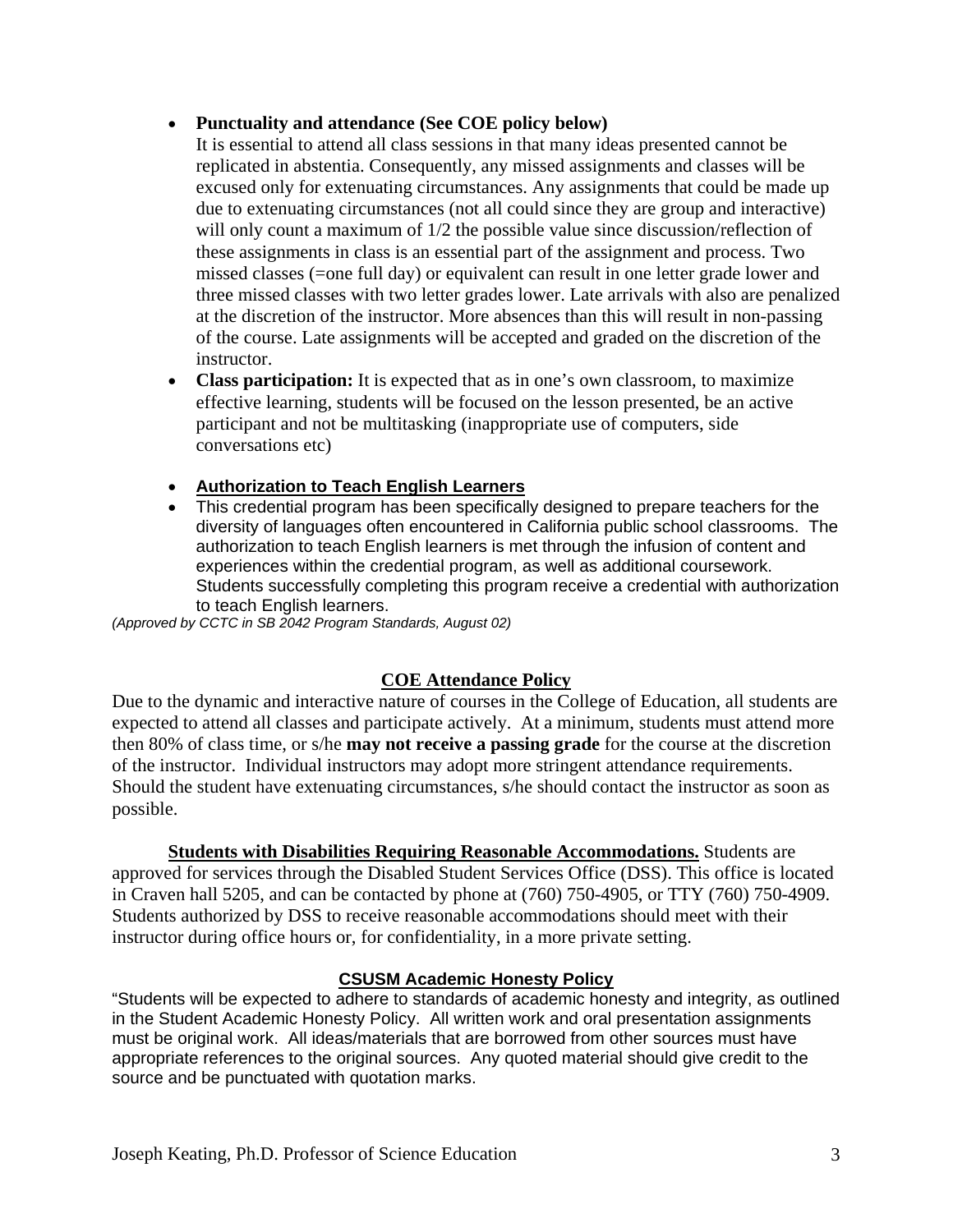- **Punctuality and attendance (See COE policy below)**
  It is essential to attend all class sessions in that many ideas presented cannot be replicated in abstentia. Consequently, any missed assignments and classes will be excused only for extenuating circumstances. Any assignments that could be made up due to extenuating circumstances (not all could since they are group and interactive) will only count a maximum of 1/2 the possible value since discussion/reflection of these assignments in class is an essential part of the assignment and process. Two missed classes (=one full day) or equivalent can result in one letter grade lower and three missed classes with two letter grades lower. Late arrivals with also are penalized at the discretion of the instructor. More absences than this will result in non-passing of the course. Late assignments will be accepted and graded on the discretion of the instructor.
- **Class participation:** It is expected that as in one's own classroom, to maximize effective learning, students will be focused on the lesson presented, be an active participant and not be multitasking (inappropriate use of computers, side conversations etc)

- **Authorization to Teach English Learners**
- This credential program has been specifically designed to prepare teachers for the diversity of languages often encountered in California public school classrooms. The authorization to teach English learners is met through the infusion of content and experiences within the credential program, as well as additional coursework. Students successfully completing this program receive a credential with authorization to teach English learners.

*(Approved by CCTC in SB 2042 Program Standards, August 02)*

## COE Attendance Policy

Due to the dynamic and interactive nature of courses in the College of Education, all students are expected to attend all classes and participate actively. At a minimum, students must attend more then 80% of class time, or s/he **may not receive a passing grade** for the course at the discretion of the instructor. Individual instructors may adopt more stringent attendance requirements. Should the student have extenuating circumstances, s/he should contact the instructor as soon as possible.

**Students with Disabilities Requiring Reasonable Accommodations.** Students are approved for services through the Disabled Student Services Office (DSS). This office is located in Craven hall 5205, and can be contacted by phone at (760) 750-4905, or TTY (760) 750-4909. Students authorized by DSS to receive reasonable accommodations should meet with their instructor during office hours or, for confidentiality, in a more private setting.

## CSUSM Academic Honesty Policy

"Students will be expected to adhere to standards of academic honesty and integrity, as outlined in the Student Academic Honesty Policy. All written work and oral presentation assignments must be original work. All ideas/materials that are borrowed from other sources must have appropriate references to the original sources. Any quoted material should give credit to the source and be punctuated with quotation marks.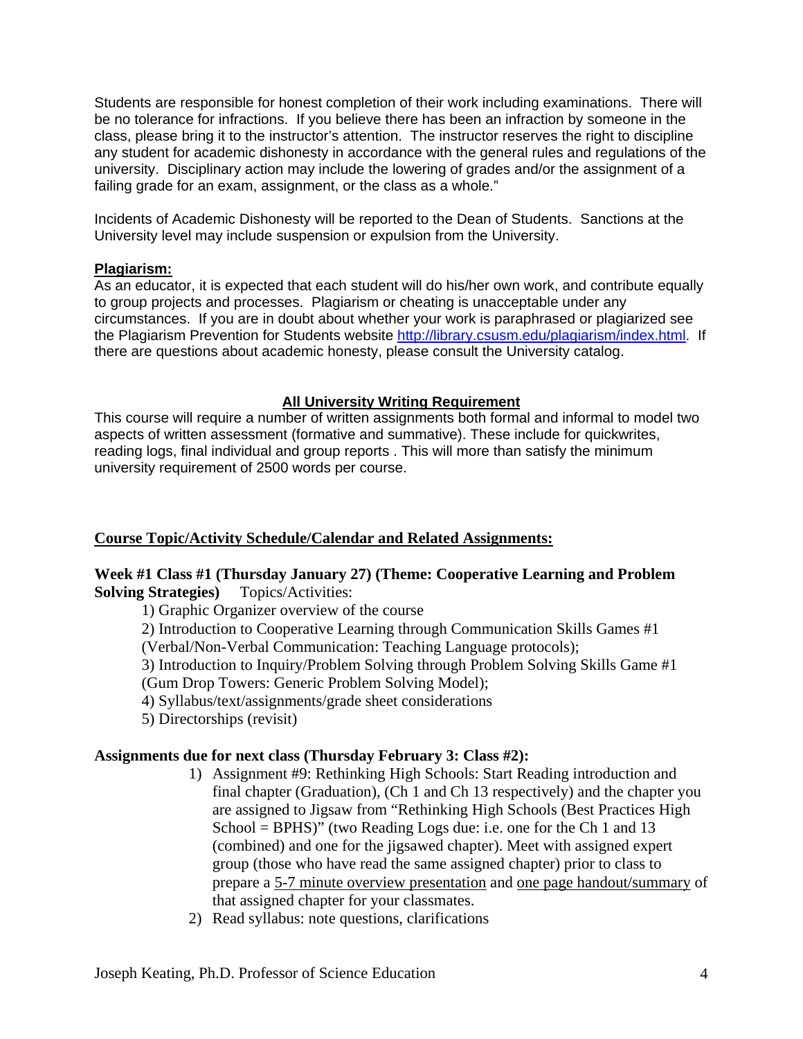Students are responsible for honest completion of their work including examinations. There will be no tolerance for infractions. If you believe there has been an infraction by someone in the class, please bring it to the instructor's attention. The instructor reserves the right to discipline any student for academic dishonesty in accordance with the general rules and regulations of the university. Disciplinary action may include the lowering of grades and/or the assignment of a failing grade for an exam, assignment, or the class as a whole."

Incidents of Academic Dishonesty will be reported to the Dean of Students. Sanctions at the University level may include suspension or expulsion from the University.

**Plagiarism:**

As an educator, it is expected that each student will do his/her own work, and contribute equally to group projects and processes. Plagiarism or cheating is unacceptable under any circumstances. If you are in doubt about whether your work is paraphrased or plagiarized see the Plagiarism Prevention for Students website http://library.csusm.edu/plagiarism/index.html. If there are questions about academic honesty, please consult the University catalog.

## All University Writing Requirement

This course will require a number of written assignments both formal and informal to model two aspects of written assessment (formative and summative). These include for quickwrites, reading logs, final individual and group reports . This will more than satisfy the minimum university requirement of 2500 words per course.

## Course Topic/Activity Schedule/Calendar and Related Assignments:

**Week #1 Class #1 (Thursday January 27) (Theme: Cooperative Learning and Problem Solving Strategies)** Topics/Activities:

1) Graphic Organizer overview of the course
2) Introduction to Cooperative Learning through Communication Skills Games #1 (Verbal/Non-Verbal Communication: Teaching Language protocols);
3) Introduction to Inquiry/Problem Solving through Problem Solving Skills Game #1 (Gum Drop Towers: Generic Problem Solving Model);
4) Syllabus/text/assignments/grade sheet considerations
5) Directorships (revisit)

**Assignments due for next class (Thursday February 3: Class #2):**

1) Assignment #9: Rethinking High Schools: Start Reading introduction and final chapter (Graduation), (Ch 1 and Ch 13 respectively) and the chapter you are assigned to Jigsaw from "Rethinking High Schools (Best Practices High School = BPHS)" (two Reading Logs due: i.e. one for the Ch 1 and 13 (combined) and one for the jigsawed chapter). Meet with assigned expert group (those who have read the same assigned chapter) prior to class to prepare a 5-7 minute overview presentation and one page handout/summary of that assigned chapter for your classmates.
2) Read syllabus: note questions, clarifications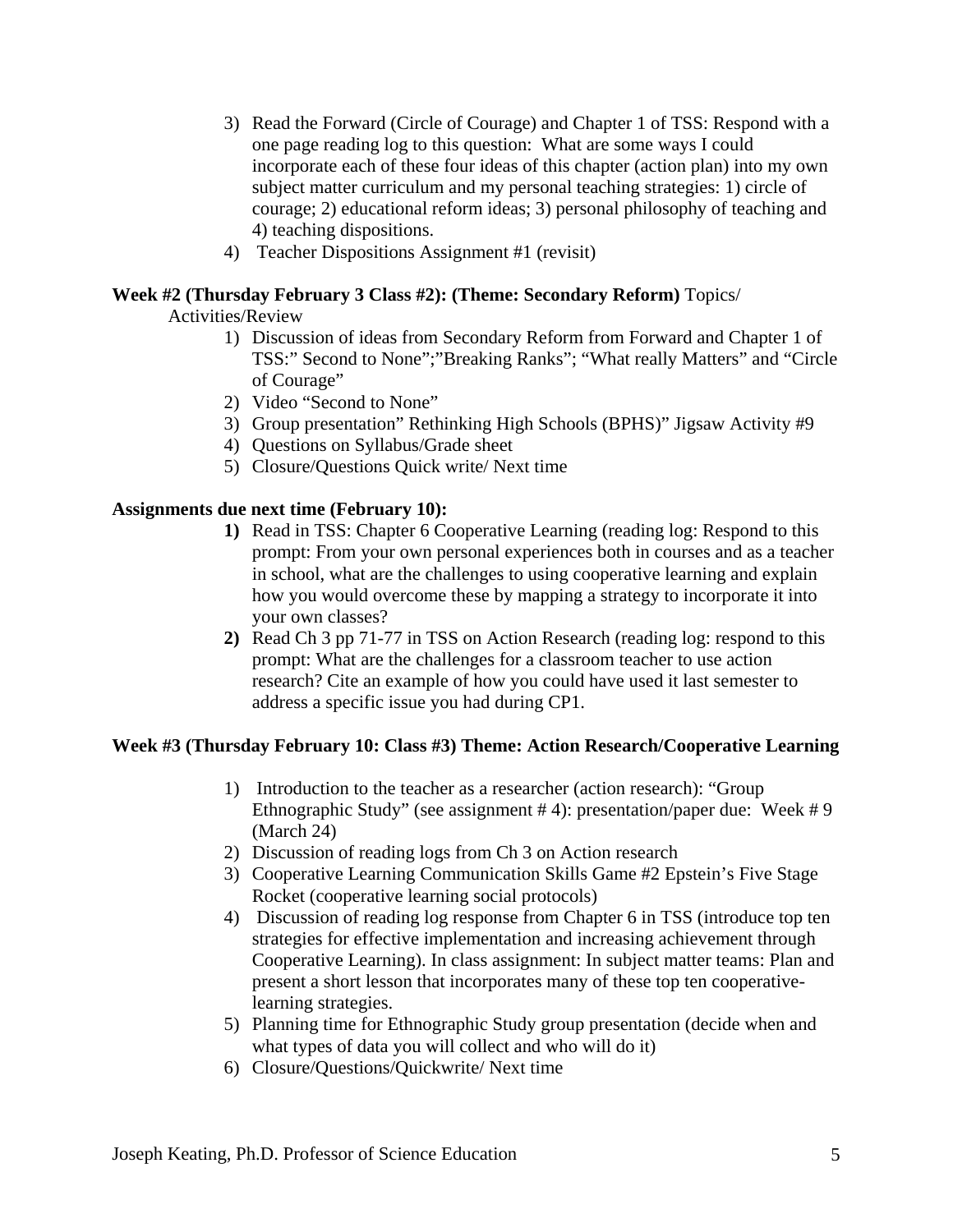3) Read the Forward (Circle of Courage) and Chapter 1 of TSS: Respond with a one page reading log to this question: What are some ways I could incorporate each of these four ideas of this chapter (action plan) into my own subject matter curriculum and my personal teaching strategies: 1) circle of courage; 2) educational reform ideas; 3) personal philosophy of teaching and 4) teaching dispositions.
4) Teacher Dispositions Assignment #1 (revisit)

**Week #2 (Thursday February 3 Class #2): (Theme: Secondary Reform)** Topics/ Activities/Review

1) Discussion of ideas from Secondary Reform from Forward and Chapter 1 of TSS:" Second to None";"Breaking Ranks"; "What really Matters" and "Circle of Courage"
2) Video "Second to None"
3) Group presentation" Rethinking High Schools (BPHS)" Jigsaw Activity #9
4) Questions on Syllabus/Grade sheet
5) Closure/Questions Quick write/ Next time

**Assignments due next time (February 10):**

**1)** Read in TSS: Chapter 6 Cooperative Learning (reading log: Respond to this prompt: From your own personal experiences both in courses and as a teacher in school, what are the challenges to using cooperative learning and explain how you would overcome these by mapping a strategy to incorporate it into your own classes?
**2)** Read Ch 3 pp 71-77 in TSS on Action Research (reading log: respond to this prompt: What are the challenges for a classroom teacher to use action research? Cite an example of how you could have used it last semester to address a specific issue you had during CP1.

**Week #3 (Thursday February 10: Class #3) Theme: Action Research/Cooperative Learning**

1) Introduction to the teacher as a researcher (action research): "Group Ethnographic Study" (see assignment # 4): presentation/paper due: Week # 9 (March 24)
2) Discussion of reading logs from Ch 3 on Action research
3) Cooperative Learning Communication Skills Game #2 Epstein's Five Stage Rocket (cooperative learning social protocols)
4) Discussion of reading log response from Chapter 6 in TSS (introduce top ten strategies for effective implementation and increasing achievement through Cooperative Learning). In class assignment: In subject matter teams: Plan and present a short lesson that incorporates many of these top ten cooperative-learning strategies.
5) Planning time for Ethnographic Study group presentation (decide when and what types of data you will collect and who will do it)
6) Closure/Questions/Quickwrite/ Next time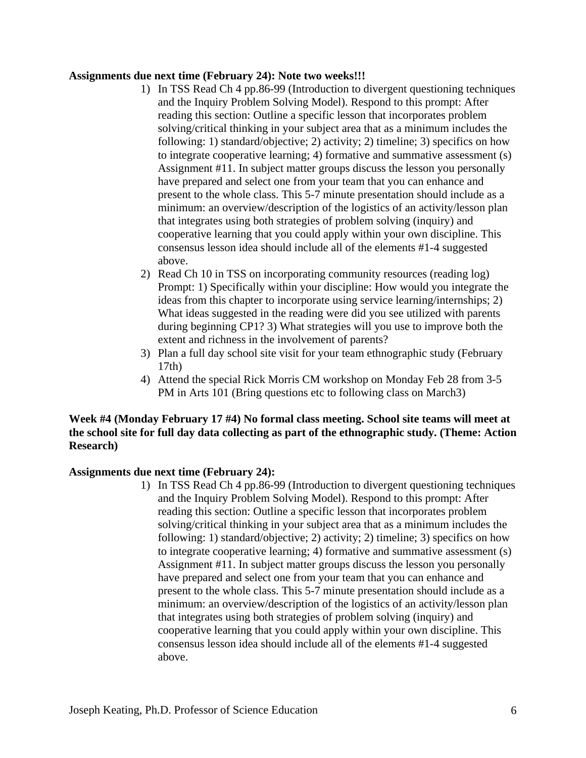**Assignments due next time (February 24): Note two weeks!!!**

1) In TSS Read Ch 4 pp.86-99 (Introduction to divergent questioning techniques and the Inquiry Problem Solving Model). Respond to this prompt: After reading this section: Outline a specific lesson that incorporates problem solving/critical thinking in your subject area that as a minimum includes the following: 1) standard/objective; 2) activity; 2) timeline; 3) specifics on how to integrate cooperative learning; 4) formative and summative assessment (s) Assignment #11. In subject matter groups discuss the lesson you personally have prepared and select one from your team that you can enhance and present to the whole class. This 5-7 minute presentation should include as a minimum: an overview/description of the logistics of an activity/lesson plan that integrates using both strategies of problem solving (inquiry) and cooperative learning that you could apply within your own discipline. This consensus lesson idea should include all of the elements #1-4 suggested above.
2) Read Ch 10 in TSS on incorporating community resources (reading log) Prompt: 1) Specifically within your discipline: How would you integrate the ideas from this chapter to incorporate using service learning/internships; 2) What ideas suggested in the reading were did you see utilized with parents during beginning CP1? 3) What strategies will you use to improve both the extent and richness in the involvement of parents?
3) Plan a full day school site visit for your team ethnographic study (February 17th)
4) Attend the special Rick Morris CM workshop on Monday Feb 28 from 3-5 PM in Arts 101 (Bring questions etc to following class on March3)

**Week #4 (Monday February 17 #4) No formal class meeting. School site teams will meet at the school site for full day data collecting as part of the ethnographic study. (Theme: Action Research)**

**Assignments due next time (February 24):**

1) In TSS Read Ch 4 pp.86-99 (Introduction to divergent questioning techniques and the Inquiry Problem Solving Model). Respond to this prompt: After reading this section: Outline a specific lesson that incorporates problem solving/critical thinking in your subject area that as a minimum includes the following: 1) standard/objective; 2) activity; 2) timeline; 3) specifics on how to integrate cooperative learning; 4) formative and summative assessment (s) Assignment #11. In subject matter groups discuss the lesson you personally have prepared and select one from your team that you can enhance and present to the whole class. This 5-7 minute presentation should include as a minimum: an overview/description of the logistics of an activity/lesson plan that integrates using both strategies of problem solving (inquiry) and cooperative learning that you could apply within your own discipline. This consensus lesson idea should include all of the elements #1-4 suggested above.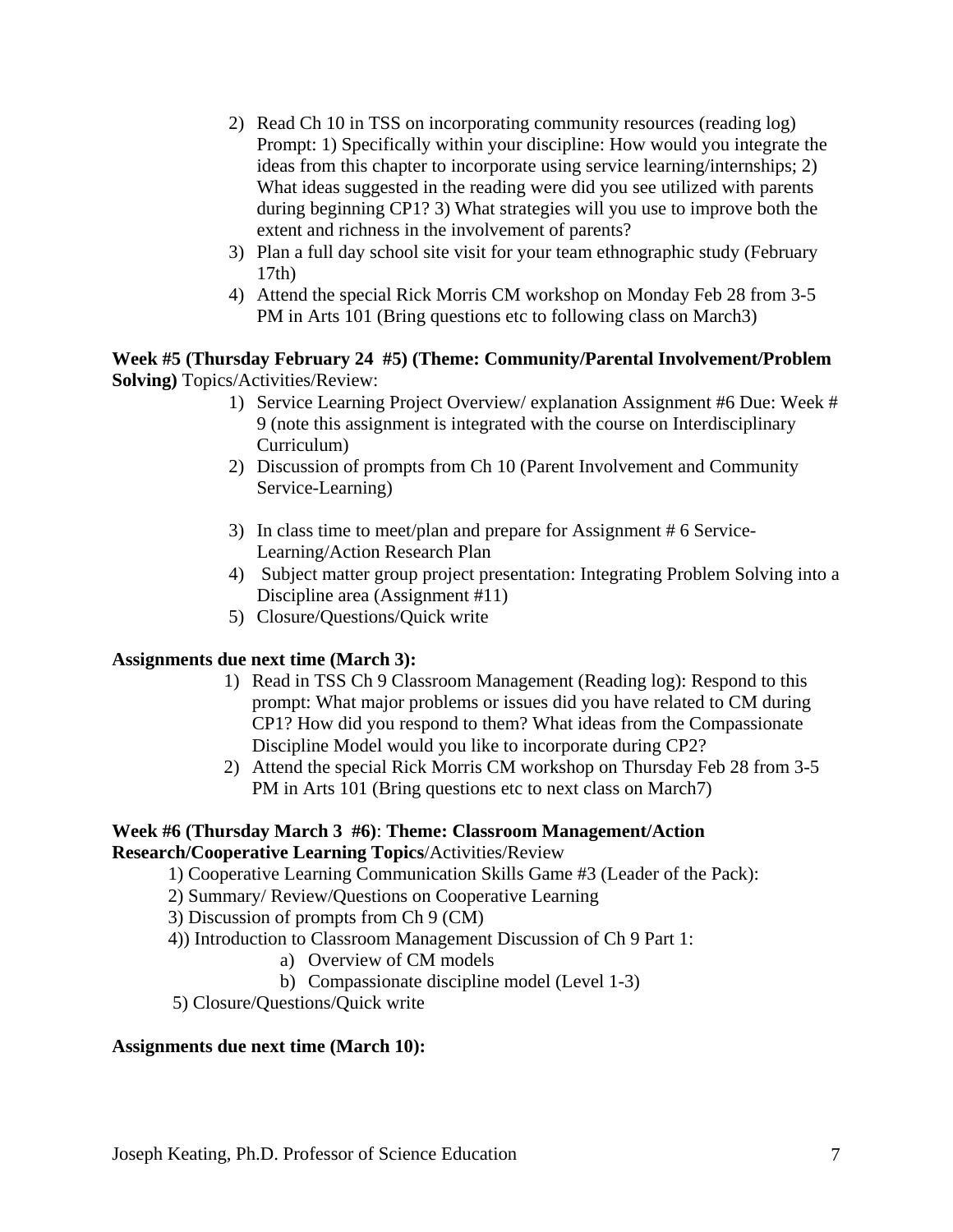2) Read Ch 10 in TSS on incorporating community resources (reading log) Prompt: 1) Specifically within your discipline: How would you integrate the ideas from this chapter to incorporate using service learning/internships; 2) What ideas suggested in the reading were did you see utilized with parents during beginning CP1? 3) What strategies will you use to improve both the extent and richness in the involvement of parents?
3) Plan a full day school site visit for your team ethnographic study (February 17th)
4) Attend the special Rick Morris CM workshop on Monday Feb 28 from 3-5 PM in Arts 101 (Bring questions etc to following class on March3)

**Week #5 (Thursday February 24 #5) (Theme: Community/Parental Involvement/Problem Solving)** Topics/Activities/Review:

1) Service Learning Project Overview/ explanation Assignment #6 Due: Week # 9 (note this assignment is integrated with the course on Interdisciplinary Curriculum)
2) Discussion of prompts from Ch 10 (Parent Involvement and Community Service-Learning)
3) In class time to meet/plan and prepare for Assignment # 6 Service-Learning/Action Research Plan
4) Subject matter group project presentation: Integrating Problem Solving into a Discipline area (Assignment #11)
5) Closure/Questions/Quick write

**Assignments due next time (March 3):**

1) Read in TSS Ch 9 Classroom Management (Reading log): Respond to this prompt: What major problems or issues did you have related to CM during CP1? How did you respond to them? What ideas from the Compassionate Discipline Model would you like to incorporate during CP2?
2) Attend the special Rick Morris CM workshop on Thursday Feb 28 from 3-5 PM in Arts 101 (Bring questions etc to next class on March7)

**Week #6 (Thursday March 3 #6)**: **Theme: Classroom Management/Action Research/Cooperative Learning Topics**/Activities/Review

1) Cooperative Learning Communication Skills Game #3 (Leader of the Pack):
2) Summary/ Review/Questions on Cooperative Learning
3) Discussion of prompts from Ch 9 (CM)
4)) Introduction to Classroom Management Discussion of Ch 9 Part 1:
    a) Overview of CM models
    b) Compassionate discipline model (Level 1-3)
5) Closure/Questions/Quick write

**Assignments due next time (March 10):**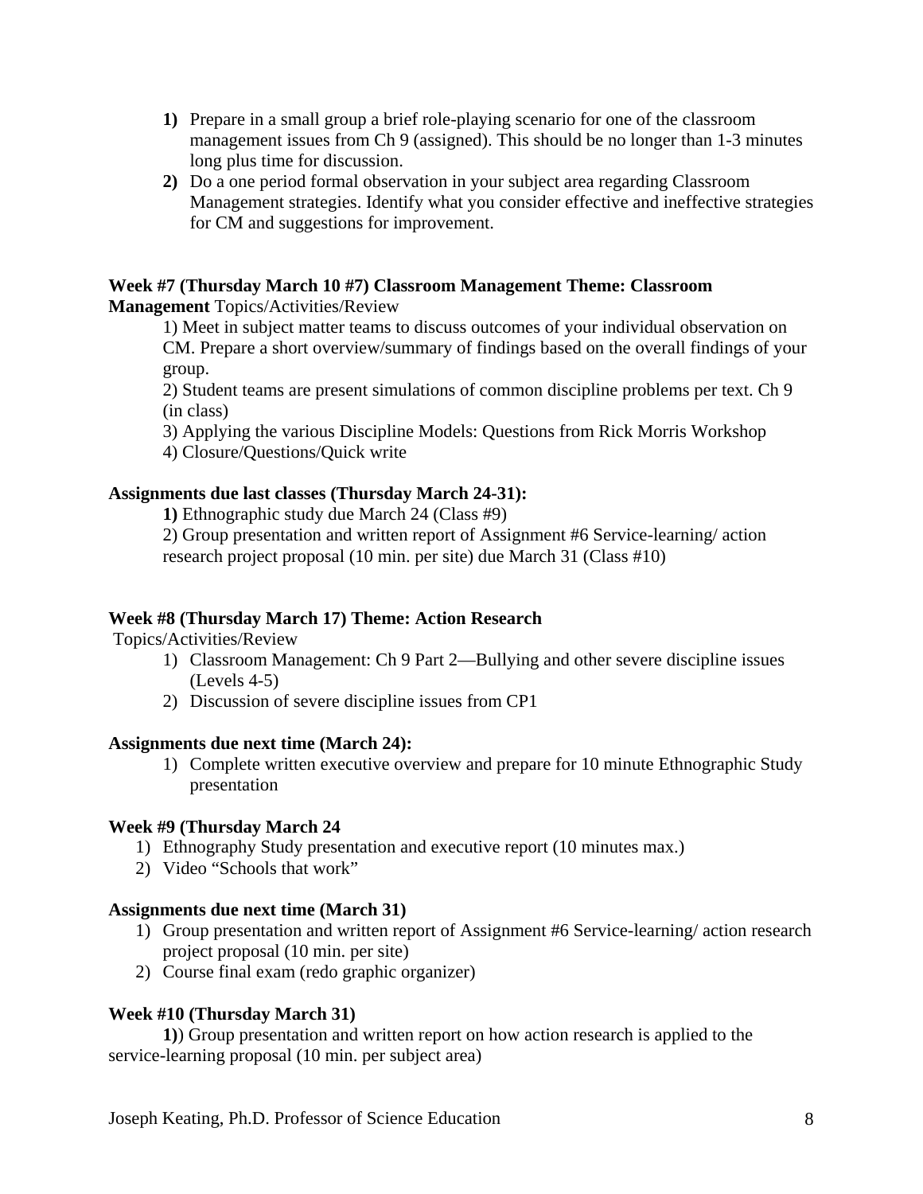1) Prepare in a small group a brief role-playing scenario for one of the classroom management issues from Ch 9 (assigned). This should be no longer than 1-3 minutes long plus time for discussion.
2) Do a one period formal observation in your subject area regarding Classroom Management strategies. Identify what you consider effective and ineffective strategies for CM and suggestions for improvement.

**Week #7 (Thursday March 10 #7) Classroom Management Theme: Classroom Management** Topics/Activities/Review

1) Meet in subject matter teams to discuss outcomes of your individual observation on CM. Prepare a short overview/summary of findings based on the overall findings of your group.
2) Student teams are present simulations of common discipline problems per text. Ch 9 (in class)
3) Applying the various Discipline Models: Questions from Rick Morris Workshop
4) Closure/Questions/Quick write

**Assignments due last classes (Thursday March 24-31):**

**1)** Ethnographic study due March 24 (Class #9)
2) Group presentation and written report of Assignment #6 Service-learning/ action research project proposal (10 min. per site) due March 31 (Class #10)

**Week #8 (Thursday March 17) Theme: Action Research**

Topics/Activities/Review

1) Classroom Management: Ch 9 Part 2—Bullying and other severe discipline issues (Levels 4-5)
2) Discussion of severe discipline issues from CP1

**Assignments due next time (March 24):**

1) Complete written executive overview and prepare for 10 minute Ethnographic Study presentation

**Week #9 (Thursday March 24**

1) Ethnography Study presentation and executive report (10 minutes max.)
2) Video "Schools that work"

**Assignments due next time (March 31)**

1) Group presentation and written report of Assignment #6 Service-learning/ action research project proposal (10 min. per site)
2) Course final exam (redo graphic organizer)

**Week #10 (Thursday March 31)**

**1)**) Group presentation and written report on how action research is applied to the service-learning proposal (10 min. per subject area)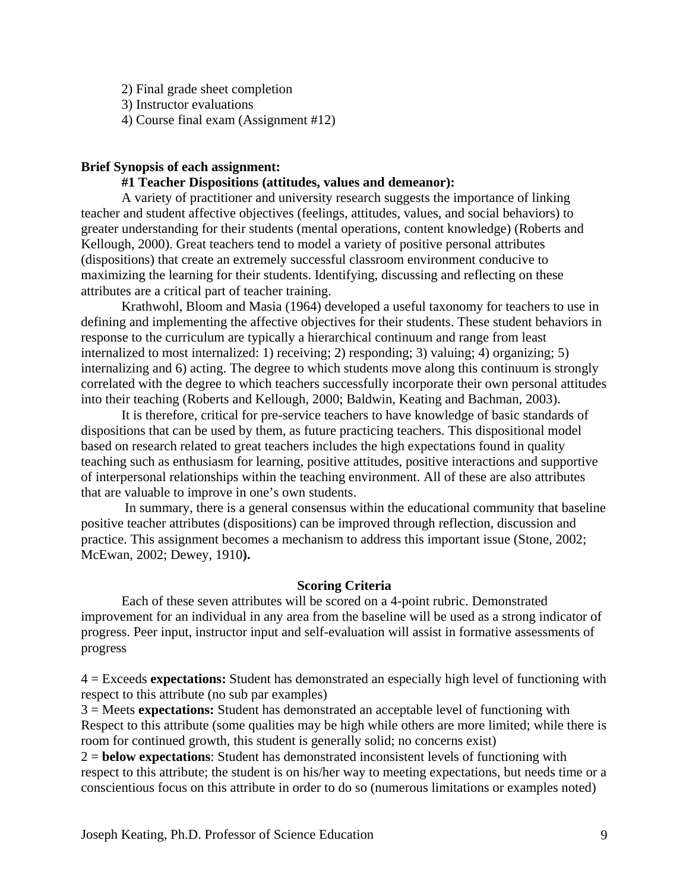2) Final grade sheet completion
3) Instructor evaluations
4) Course final exam (Assignment #12)

**Brief Synopsis of each assignment:**

**#1 Teacher Dispositions (attitudes, values and demeanor):**

A variety of practitioner and university research suggests the importance of linking teacher and student affective objectives (feelings, attitudes, values, and social behaviors) to greater understanding for their students (mental operations, content knowledge) (Roberts and Kellough, 2000). Great teachers tend to model a variety of positive personal attributes (dispositions) that create an extremely successful classroom environment conducive to maximizing the learning for their students. Identifying, discussing and reflecting on these attributes are a critical part of teacher training.

Krathwohl, Bloom and Masia (1964) developed a useful taxonomy for teachers to use in defining and implementing the affective objectives for their students. These student behaviors in response to the curriculum are typically a hierarchical continuum and range from least internalized to most internalized: 1) receiving; 2) responding; 3) valuing; 4) organizing; 5) internalizing and 6) acting. The degree to which students move along this continuum is strongly correlated with the degree to which teachers successfully incorporate their own personal attitudes into their teaching (Roberts and Kellough, 2000; Baldwin, Keating and Bachman, 2003).

It is therefore, critical for pre-service teachers to have knowledge of basic standards of dispositions that can be used by them, as future practicing teachers. This dispositional model based on research related to great teachers includes the high expectations found in quality teaching such as enthusiasm for learning, positive attitudes, positive interactions and supportive of interpersonal relationships within the teaching environment. All of these are also attributes that are valuable to improve in one's own students.

In summary, there is a general consensus within the educational community that baseline positive teacher attributes (dispositions) can be improved through reflection, discussion and practice. This assignment becomes a mechanism to address this important issue (Stone, 2002; McEwan, 2002; Dewey, 1910**).**

**Scoring Criteria**

Each of these seven attributes will be scored on a 4-point rubric. Demonstrated improvement for an individual in any area from the baseline will be used as a strong indicator of progress. Peer input, instructor input and self-evaluation will assist in formative assessments of progress

4 = Exceeds **expectations:** Student has demonstrated an especially high level of functioning with respect to this attribute (no sub par examples)
3 = Meets **expectations:** Student has demonstrated an acceptable level of functioning with Respect to this attribute (some qualities may be high while others are more limited; while there is room for continued growth, this student is generally solid; no concerns exist)
2 = **below expectations**: Student has demonstrated inconsistent levels of functioning with respect to this attribute; the student is on his/her way to meeting expectations, but needs time or a conscientious focus on this attribute in order to do so (numerous limitations or examples noted)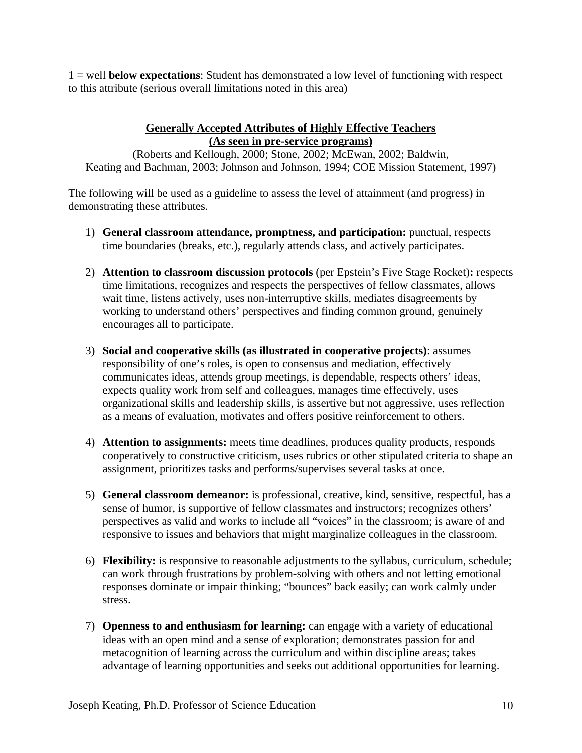1 = well **below expectations**: Student has demonstrated a low level of functioning with respect to this attribute (serious overall limitations noted in this area)

## Generally Accepted Attributes of Highly Effective Teachers (As seen in pre-service programs)

(Roberts and Kellough, 2000; Stone, 2002; McEwan, 2002; Baldwin, Keating and Bachman, 2003; Johnson and Johnson, 1994; COE Mission Statement, 1997)

The following will be used as a guideline to assess the level of attainment (and progress) in demonstrating these attributes.

1) **General classroom attendance, promptness, and participation:** punctual, respects time boundaries (breaks, etc.), regularly attends class, and actively participates.

2) **Attention to classroom discussion protocols** (per Epstein's Five Stage Rocket)**:** respects time limitations, recognizes and respects the perspectives of fellow classmates, allows wait time, listens actively, uses non-interruptive skills, mediates disagreements by working to understand others' perspectives and finding common ground, genuinely encourages all to participate.

3) **Social and cooperative skills (as illustrated in cooperative projects)**: assumes responsibility of one's roles, is open to consensus and mediation, effectively communicates ideas, attends group meetings, is dependable, respects others' ideas, expects quality work from self and colleagues, manages time effectively, uses organizational skills and leadership skills, is assertive but not aggressive, uses reflection as a means of evaluation, motivates and offers positive reinforcement to others.

4) **Attention to assignments:** meets time deadlines, produces quality products, responds cooperatively to constructive criticism, uses rubrics or other stipulated criteria to shape an assignment, prioritizes tasks and performs/supervises several tasks at once.

5) **General classroom demeanor:** is professional, creative, kind, sensitive, respectful, has a sense of humor, is supportive of fellow classmates and instructors; recognizes others' perspectives as valid and works to include all "voices" in the classroom; is aware of and responsive to issues and behaviors that might marginalize colleagues in the classroom.

6) **Flexibility:** is responsive to reasonable adjustments to the syllabus, curriculum, schedule; can work through frustrations by problem-solving with others and not letting emotional responses dominate or impair thinking; "bounces" back easily; can work calmly under stress.

7) **Openness to and enthusiasm for learning:** can engage with a variety of educational ideas with an open mind and a sense of exploration; demonstrates passion for and metacognition of learning across the curriculum and within discipline areas; takes advantage of learning opportunities and seeks out additional opportunities for learning.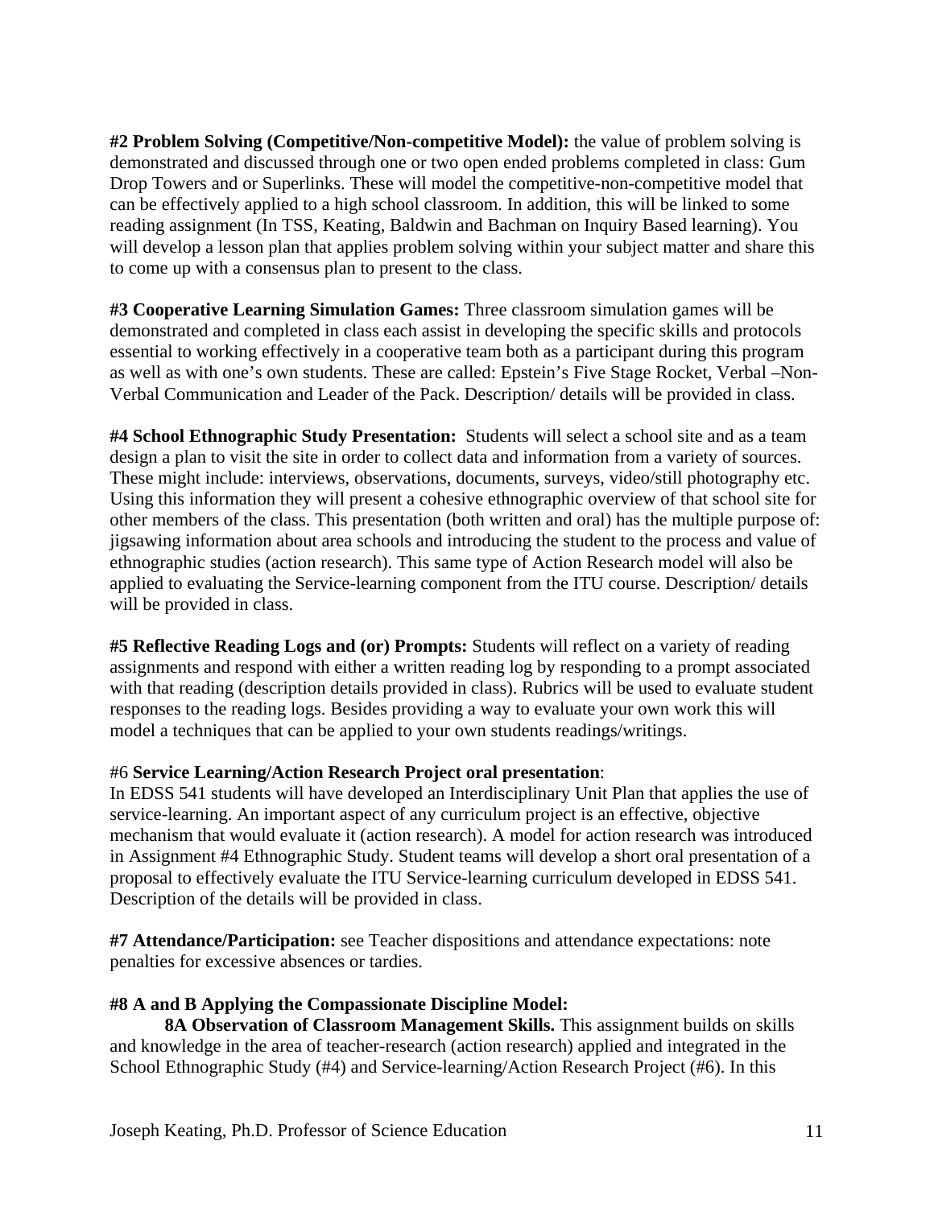**#2 Problem Solving (Competitive/Non-competitive Model):** the value of problem solving is demonstrated and discussed through one or two open ended problems completed in class: Gum Drop Towers and or Superlinks. These will model the competitive-non-competitive model that can be effectively applied to a high school classroom. In addition, this will be linked to some reading assignment (In TSS, Keating, Baldwin and Bachman on Inquiry Based learning). You will develop a lesson plan that applies problem solving within your subject matter and share this to come up with a consensus plan to present to the class.

**#3 Cooperative Learning Simulation Games:** Three classroom simulation games will be demonstrated and completed in class each assist in developing the specific skills and protocols essential to working effectively in a cooperative team both as a participant during this program as well as with one's own students. These are called: Epstein's Five Stage Rocket, Verbal –Non-Verbal Communication and Leader of the Pack. Description/ details will be provided in class.

**#4 School Ethnographic Study Presentation:** Students will select a school site and as a team design a plan to visit the site in order to collect data and information from a variety of sources. These might include: interviews, observations, documents, surveys, video/still photography etc. Using this information they will present a cohesive ethnographic overview of that school site for other members of the class. This presentation (both written and oral) has the multiple purpose of: jigsawing information about area schools and introducing the student to the process and value of ethnographic studies (action research). This same type of Action Research model will also be applied to evaluating the Service-learning component from the ITU course. Description/ details will be provided in class.

**#5 Reflective Reading Logs and (or) Prompts:** Students will reflect on a variety of reading assignments and respond with either a written reading log by responding to a prompt associated with that reading (description details provided in class). Rubrics will be used to evaluate student responses to the reading logs. Besides providing a way to evaluate your own work this will model a techniques that can be applied to your own students readings/writings.

#6 **Service Learning/Action Research Project oral presentation**:
In EDSS 541 students will have developed an Interdisciplinary Unit Plan that applies the use of service-learning. An important aspect of any curriculum project is an effective, objective mechanism that would evaluate it (action research). A model for action research was introduced in Assignment #4 Ethnographic Study. Student teams will develop a short oral presentation of a proposal to effectively evaluate the ITU Service-learning curriculum developed in EDSS 541. Description of the details will be provided in class.

**#7 Attendance/Participation:** see Teacher dispositions and attendance expectations: note penalties for excessive absences or tardies.

**#8 A and B Applying the Compassionate Discipline Model:**

**8A Observation of Classroom Management Skills.** This assignment builds on skills and knowledge in the area of teacher-research (action research) applied and integrated in the School Ethnographic Study (#4) and Service-learning/Action Research Project (#6). In this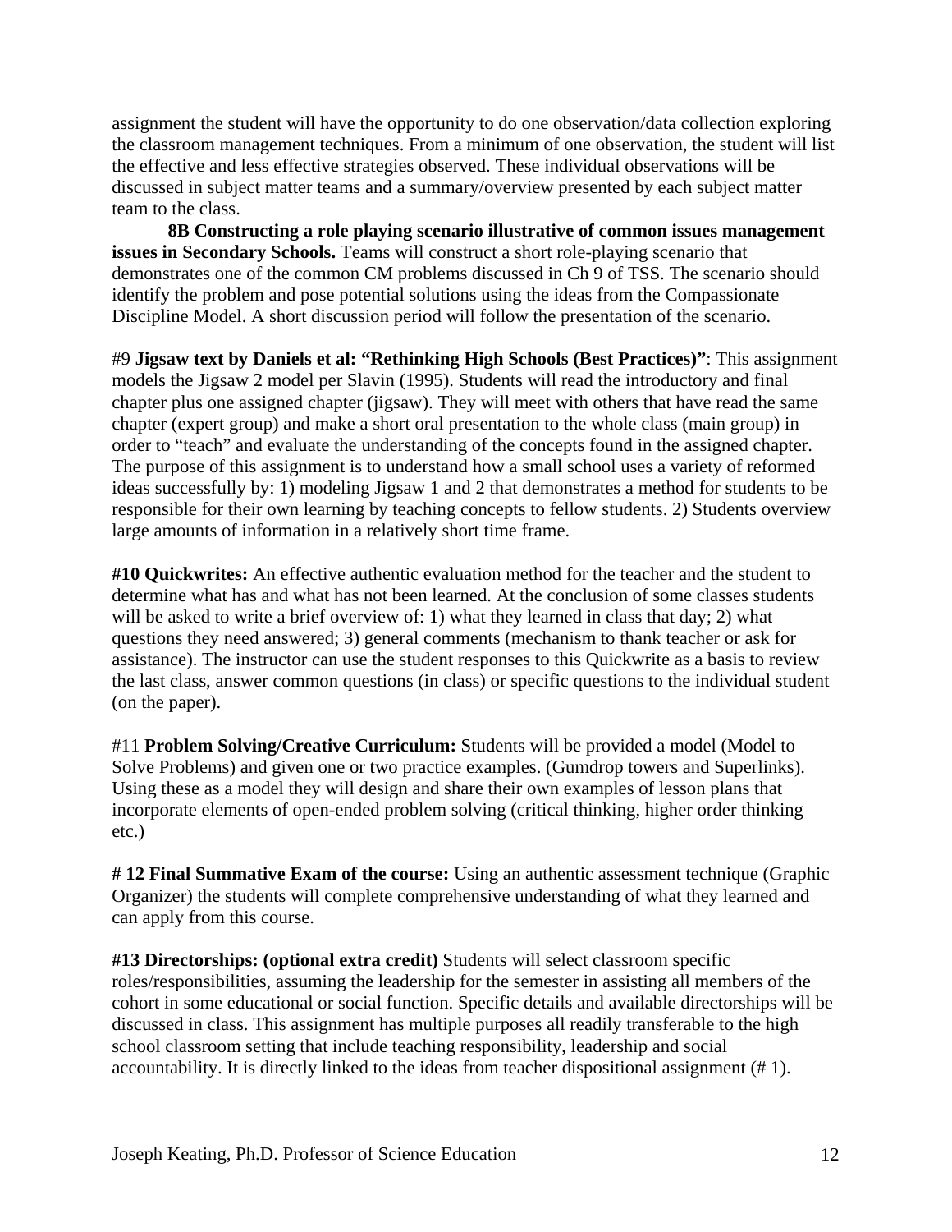assignment the student will have the opportunity to do one observation/data collection exploring the classroom management techniques. From a minimum of one observation, the student will list the effective and less effective strategies observed. These individual observations will be discussed in subject matter teams and a summary/overview presented by each subject matter team to the class.

**8B Constructing a role playing scenario illustrative of common issues management issues in Secondary Schools.** Teams will construct a short role-playing scenario that demonstrates one of the common CM problems discussed in Ch 9 of TSS. The scenario should identify the problem and pose potential solutions using the ideas from the Compassionate Discipline Model. A short discussion period will follow the presentation of the scenario.

#9 **Jigsaw text by Daniels et al: "Rethinking High Schools (Best Practices)"**: This assignment models the Jigsaw 2 model per Slavin (1995). Students will read the introductory and final chapter plus one assigned chapter (jigsaw). They will meet with others that have read the same chapter (expert group) and make a short oral presentation to the whole class (main group) in order to "teach" and evaluate the understanding of the concepts found in the assigned chapter. The purpose of this assignment is to understand how a small school uses a variety of reformed ideas successfully by: 1) modeling Jigsaw 1 and 2 that demonstrates a method for students to be responsible for their own learning by teaching concepts to fellow students. 2) Students overview large amounts of information in a relatively short time frame.

**#10 Quickwrites:** An effective authentic evaluation method for the teacher and the student to determine what has and what has not been learned. At the conclusion of some classes students will be asked to write a brief overview of: 1) what they learned in class that day; 2) what questions they need answered; 3) general comments (mechanism to thank teacher or ask for assistance). The instructor can use the student responses to this Quickwrite as a basis to review the last class, answer common questions (in class) or specific questions to the individual student (on the paper).

#11 **Problem Solving/Creative Curriculum:** Students will be provided a model (Model to Solve Problems) and given one or two practice examples. (Gumdrop towers and Superlinks). Using these as a model they will design and share their own examples of lesson plans that incorporate elements of open-ended problem solving (critical thinking, higher order thinking etc.)

**# 12 Final Summative Exam of the course:** Using an authentic assessment technique (Graphic Organizer) the students will complete comprehensive understanding of what they learned and can apply from this course.

**#13 Directorships: (optional extra credit)** Students will select classroom specific roles/responsibilities, assuming the leadership for the semester in assisting all members of the cohort in some educational or social function. Specific details and available directorships will be discussed in class. This assignment has multiple purposes all readily transferable to the high school classroom setting that include teaching responsibility, leadership and social accountability. It is directly linked to the ideas from teacher dispositional assignment (# 1).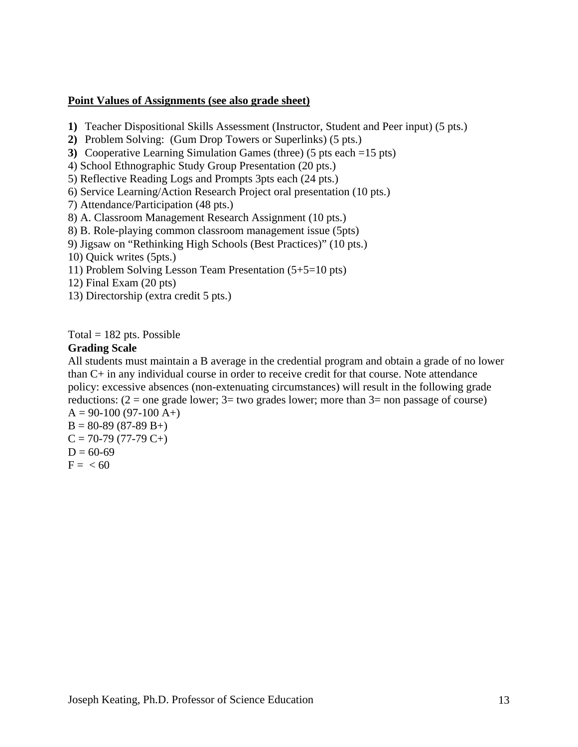**<u>Point Values of Assignments (see also grade sheet)</u>**

**1)** Teacher Dispositional Skills Assessment (Instructor, Student and Peer input) (5 pts.)
**2)** Problem Solving: (Gum Drop Towers or Superlinks) (5 pts.)
**3)** Cooperative Learning Simulation Games (three) (5 pts each =15 pts)
4) School Ethnographic Study Group Presentation (20 pts.)
5) Reflective Reading Logs and Prompts 3pts each (24 pts.)
6) Service Learning/Action Research Project oral presentation (10 pts.)
7) Attendance/Participation (48 pts.)
8) A. Classroom Management Research Assignment (10 pts.)
8) B. Role-playing common classroom management issue (5pts)
9) Jigsaw on "Rethinking High Schools (Best Practices)" (10 pts.)
10) Quick writes (5pts.)
11) Problem Solving Lesson Team Presentation (5+5=10 pts)
12) Final Exam (20 pts)
13) Directorship (extra credit 5 pts.)

Total = 182 pts. Possible

**Grading Scale**

All students must maintain a B average in the credential program and obtain a grade of no lower than C+ in any individual course in order to receive credit for that course. Note attendance policy: excessive absences (non-extenuating circumstances) will result in the following grade reductions: (2 = one grade lower; 3= two grades lower; more than 3= non passage of course)

A = 90-100 (97-100 A+)
B = 80-89 (87-89 B+)
C = 70-79 (77-79 C+)
D = 60-69
F = < 60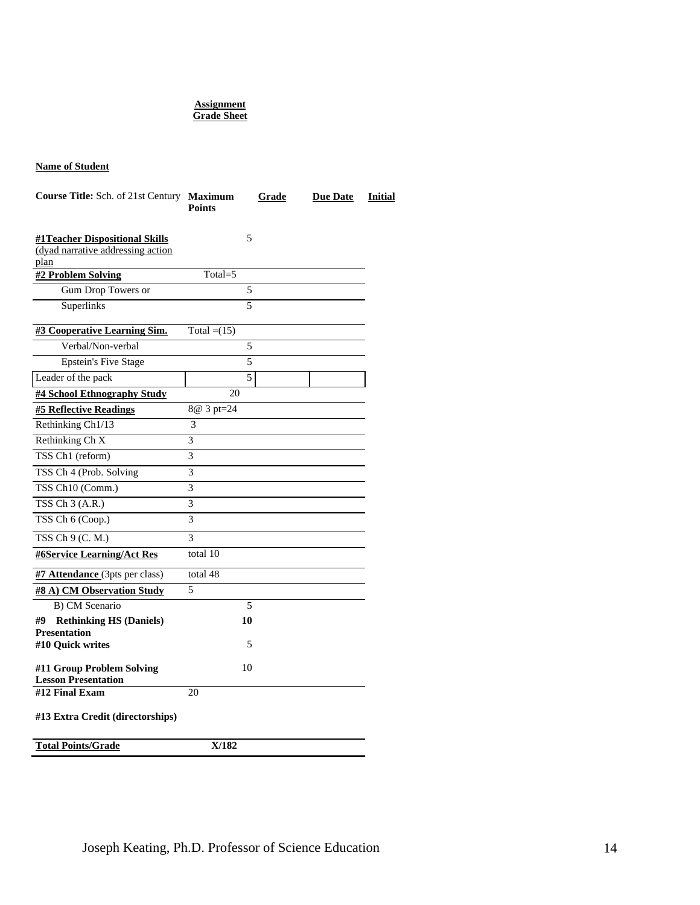**Assignment Grade Sheet**

**Name of Student**

| **Course Title:** Sch. of 21st Century | **Maximum Points** | **Grade** | **Due Date** | **Initial** |
|---|---|---|---|---|
| **#1Teacher Dispositional Skills** (dyad narrative addressing action plan | 5 | | | |
| **#2 Problem Solving** | Total=5 | | | |
| Gum Drop Towers or | 5 | | | |
| Superlinks | 5 | | | |
| **#3 Cooperative Learning Sim.** | Total =(15) | | | |
| Verbal/Non-verbal | 5 | | | |
| Epstein's Five Stage | 5 | | | |
| Leader of the pack | 5 | | | |
| **#4 School Ethnography Study** | 20 | | | |
| **#5 Reflective Readings** | 8@ 3 pt=24 | | | |
| Rethinking Ch1/13 | 3 | | | |
| Rethinking Ch X | 3 | | | |
| TSS Ch1 (reform) | 3 | | | |
| TSS Ch 4 (Prob. Solving | 3 | | | |
| TSS Ch10 (Comm.) | 3 | | | |
| TSS Ch 3 (A.R.) | 3 | | | |
| TSS Ch 6 (Coop.) | 3 | | | |
| TSS Ch 9 (C. M.) | 3 | | | |
| **#6Service Learning/Act Res** | total 10 | | | |
| **#7 Attendance** (3pts per class) | total 48 | | | |
| **#8 A) CM Observation Study** | 5 | | | |
| B) CM Scenario | 5 | | | |
| **#9 Rethinking HS (Daniels) Presentation** | **10** | | | |
| **#10 Quick writes** | 5 | | | |
| **#11 Group Problem Solving Lesson Presentation** | 10 | | | |
| **#12 Final Exam** | 20 | | | |
| **#13 Extra Credit (directorships)** | | | | |
| **Total Points/Grade** | **X/182** | | | |

Joseph Keating, Ph.D. Professor of Science Education